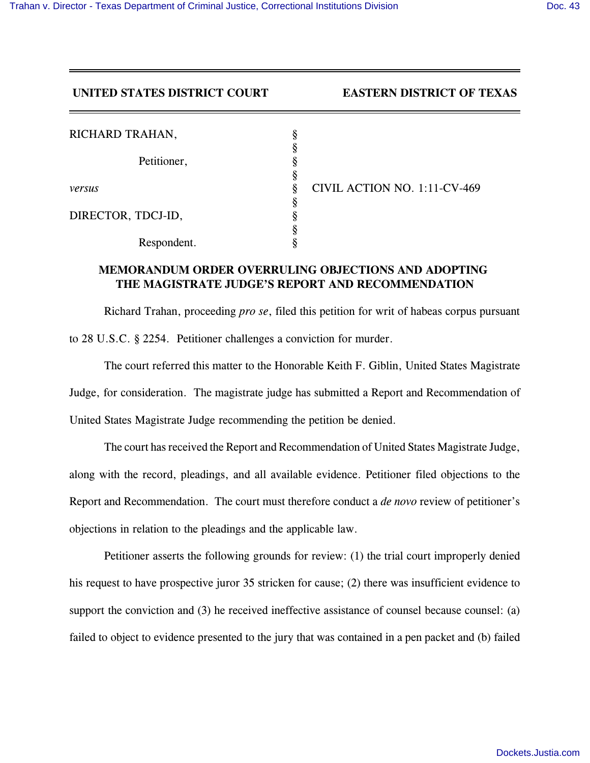**UNITED STATES DISTRICT COURT EASTERN DISTRICT OF TEXAS**

| | | |
|---|---|---|
| RICHARD TRAHAN, | § | |
| | § | |
| Petitioner, | § | |
| | § | |
| *versus* | § | CIVIL ACTION NO. 1:11-CV-469 |
| | § | |
| DIRECTOR, TDCJ-ID, | § | |
| | § | |
| Respondent. | § | |

**MEMORANDUM ORDER OVERRULING OBJECTIONS AND ADOPTING THE MAGISTRATE JUDGE'S REPORT AND RECOMMENDATION**

Richard Trahan, proceeding *pro se*, filed this petition for writ of habeas corpus pursuant to 28 U.S.C. § 2254. Petitioner challenges a conviction for murder.

The court referred this matter to the Honorable Keith F. Giblin, United States Magistrate Judge, for consideration. The magistrate judge has submitted a Report and Recommendation of United States Magistrate Judge recommending the petition be denied.

The court has received the Report and Recommendation of United States Magistrate Judge, along with the record, pleadings, and all available evidence. Petitioner filed objections to the Report and Recommendation. The court must therefore conduct a *de novo* review of petitioner's objections in relation to the pleadings and the applicable law.

Petitioner asserts the following grounds for review: (1) the trial court improperly denied his request to have prospective juror 35 stricken for cause; (2) there was insufficient evidence to support the conviction and (3) he received ineffective assistance of counsel because counsel: (a) failed to object to evidence presented to the jury that was contained in a pen packet and (b) failed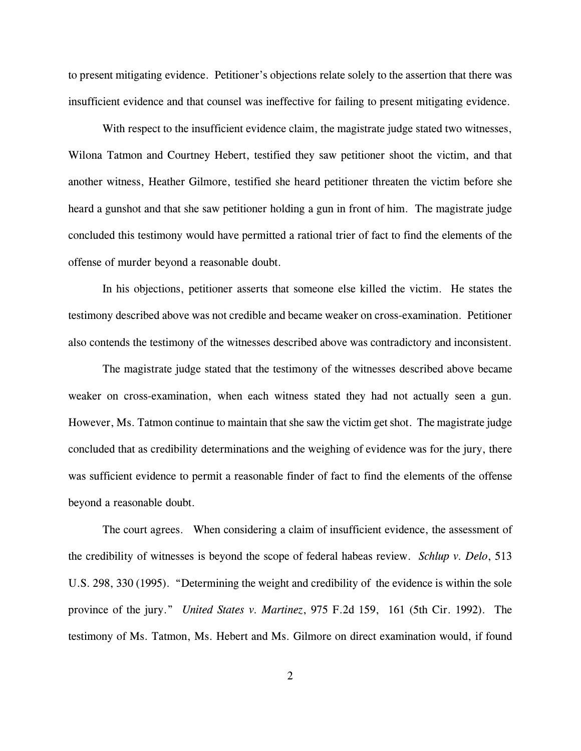to present mitigating evidence. Petitioner's objections relate solely to the assertion that there was insufficient evidence and that counsel was ineffective for failing to present mitigating evidence.

With respect to the insufficient evidence claim, the magistrate judge stated two witnesses, Wilona Tatmon and Courtney Hebert, testified they saw petitioner shoot the victim, and that another witness, Heather Gilmore, testified she heard petitioner threaten the victim before she heard a gunshot and that she saw petitioner holding a gun in front of him. The magistrate judge concluded this testimony would have permitted a rational trier of fact to find the elements of the offense of murder beyond a reasonable doubt.

In his objections, petitioner asserts that someone else killed the victim. He states the testimony described above was not credible and became weaker on cross-examination. Petitioner also contends the testimony of the witnesses described above was contradictory and inconsistent.

The magistrate judge stated that the testimony of the witnesses described above became weaker on cross-examination, when each witness stated they had not actually seen a gun. However, Ms. Tatmon continue to maintain that she saw the victim get shot. The magistrate judge concluded that as credibility determinations and the weighing of evidence was for the jury, there was sufficient evidence to permit a reasonable finder of fact to find the elements of the offense beyond a reasonable doubt.

The court agrees. When considering a claim of insufficient evidence, the assessment of the credibility of witnesses is beyond the scope of federal habeas review. *Schlup v. Delo*, 513 U.S. 298, 330 (1995). "Determining the weight and credibility of the evidence is within the sole province of the jury." *United States v. Martinez*, 975 F.2d 159, 161 (5th Cir. 1992). The testimony of Ms. Tatmon, Ms. Hebert and Ms. Gilmore on direct examination would, if found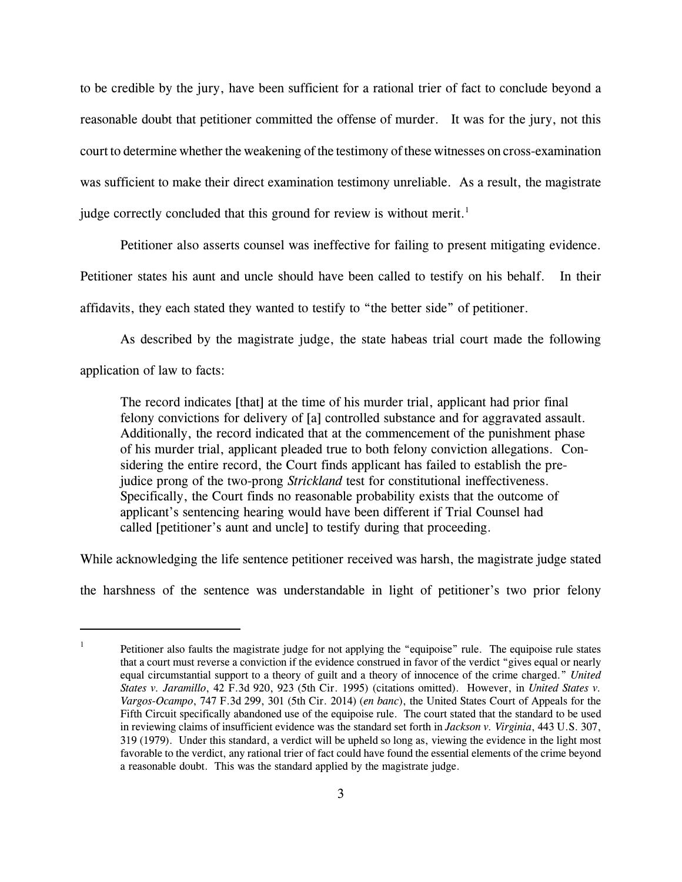to be credible by the jury, have been sufficient for a rational trier of fact to conclude beyond a reasonable doubt that petitioner committed the offense of murder. It was for the jury, not this court to determine whether the weakening of the testimony of these witnesses on cross-examination was sufficient to make their direct examination testimony unreliable. As a result, the magistrate judge correctly concluded that this ground for review is without merit.[1]

Petitioner also asserts counsel was ineffective for failing to present mitigating evidence. Petitioner states his aunt and uncle should have been called to testify on his behalf. In their affidavits, they each stated they wanted to testify to "the better side" of petitioner.

As described by the magistrate judge, the state habeas trial court made the following application of law to facts:

> The record indicates [that] at the time of his murder trial, applicant had prior final felony convictions for delivery of [a] controlled substance and for aggravated assault. Additionally, the record indicated that at the commencement of the punishment phase of his murder trial, applicant pleaded true to both felony conviction allegations. Considering the entire record, the Court finds applicant has failed to establish the prejudice prong of the two-prong *Strickland* test for constitutional ineffectiveness. Specifically, the Court finds no reasonable probability exists that the outcome of applicant's sentencing hearing would have been different if Trial Counsel had called [petitioner's aunt and uncle] to testify during that proceeding.

While acknowledging the life sentence petitioner received was harsh, the magistrate judge stated the harshness of the sentence was understandable in light of petitioner's two prior felony

---

[1] Petitioner also faults the magistrate judge for not applying the "equipoise" rule. The equipoise rule states that a court must reverse a conviction if the evidence construed in favor of the verdict "gives equal or nearly equal circumstantial support to a theory of guilt and a theory of innocence of the crime charged." *United States v. Jaramillo*, 42 F.3d 920, 923 (5th Cir. 1995) (citations omitted). However, in *United States v. Vargos-Ocampo*, 747 F.3d 299, 301 (5th Cir. 2014) (*en banc*), the United States Court of Appeals for the Fifth Circuit specifically abandoned use of the equipoise rule. The court stated that the standard to be used in reviewing claims of insufficient evidence was the standard set forth in *Jackson v. Virginia*, 443 U.S. 307, 319 (1979). Under this standard, a verdict will be upheld so long as, viewing the evidence in the light most favorable to the verdict, any rational trier of fact could have found the essential elements of the crime beyond a reasonable doubt. This was the standard applied by the magistrate judge.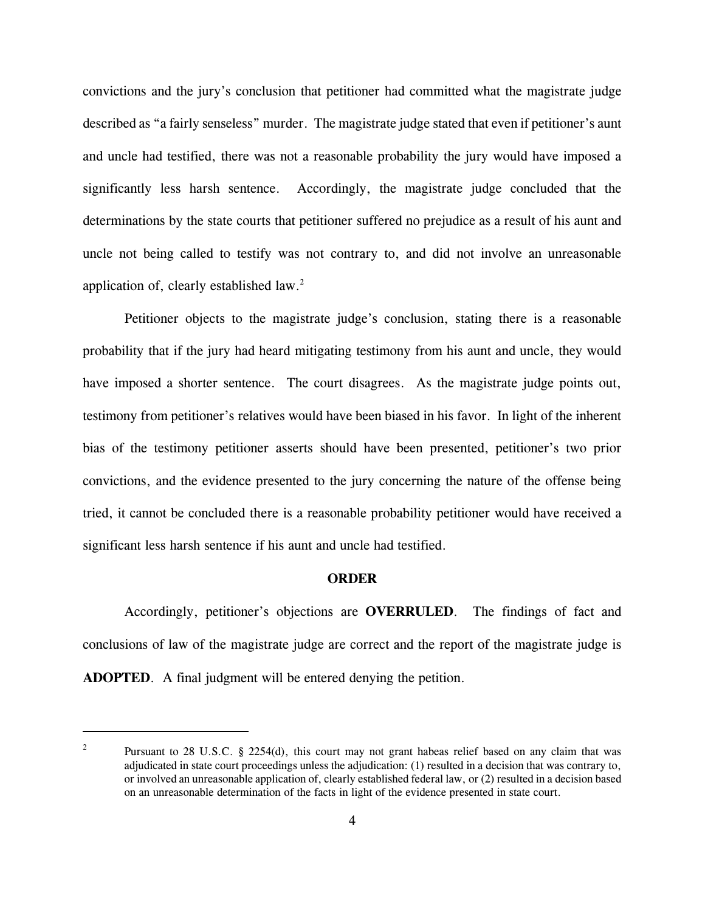convictions and the jury's conclusion that petitioner had committed what the magistrate judge described as "a fairly senseless" murder. The magistrate judge stated that even if petitioner's aunt and uncle had testified, there was not a reasonable probability the jury would have imposed a significantly less harsh sentence. Accordingly, the magistrate judge concluded that the determinations by the state courts that petitioner suffered no prejudice as a result of his aunt and uncle not being called to testify was not contrary to, and did not involve an unreasonable application of, clearly established law.[2]

Petitioner objects to the magistrate judge's conclusion, stating there is a reasonable probability that if the jury had heard mitigating testimony from his aunt and uncle, they would have imposed a shorter sentence. The court disagrees. As the magistrate judge points out, testimony from petitioner's relatives would have been biased in his favor. In light of the inherent bias of the testimony petitioner asserts should have been presented, petitioner's two prior convictions, and the evidence presented to the jury concerning the nature of the offense being tried, it cannot be concluded there is a reasonable probability petitioner would have received a significant less harsh sentence if his aunt and uncle had testified.

**ORDER**

Accordingly, petitioner's objections are **OVERRULED**. The findings of fact and conclusions of law of the magistrate judge are correct and the report of the magistrate judge is **ADOPTED**. A final judgment will be entered denying the petition.

---

[2] Pursuant to 28 U.S.C. § 2254(d), this court may not grant habeas relief based on any claim that was adjudicated in state court proceedings unless the adjudication: (1) resulted in a decision that was contrary to, or involved an unreasonable application of, clearly established federal law, or (2) resulted in a decision based on an unreasonable determination of the facts in light of the evidence presented in state court.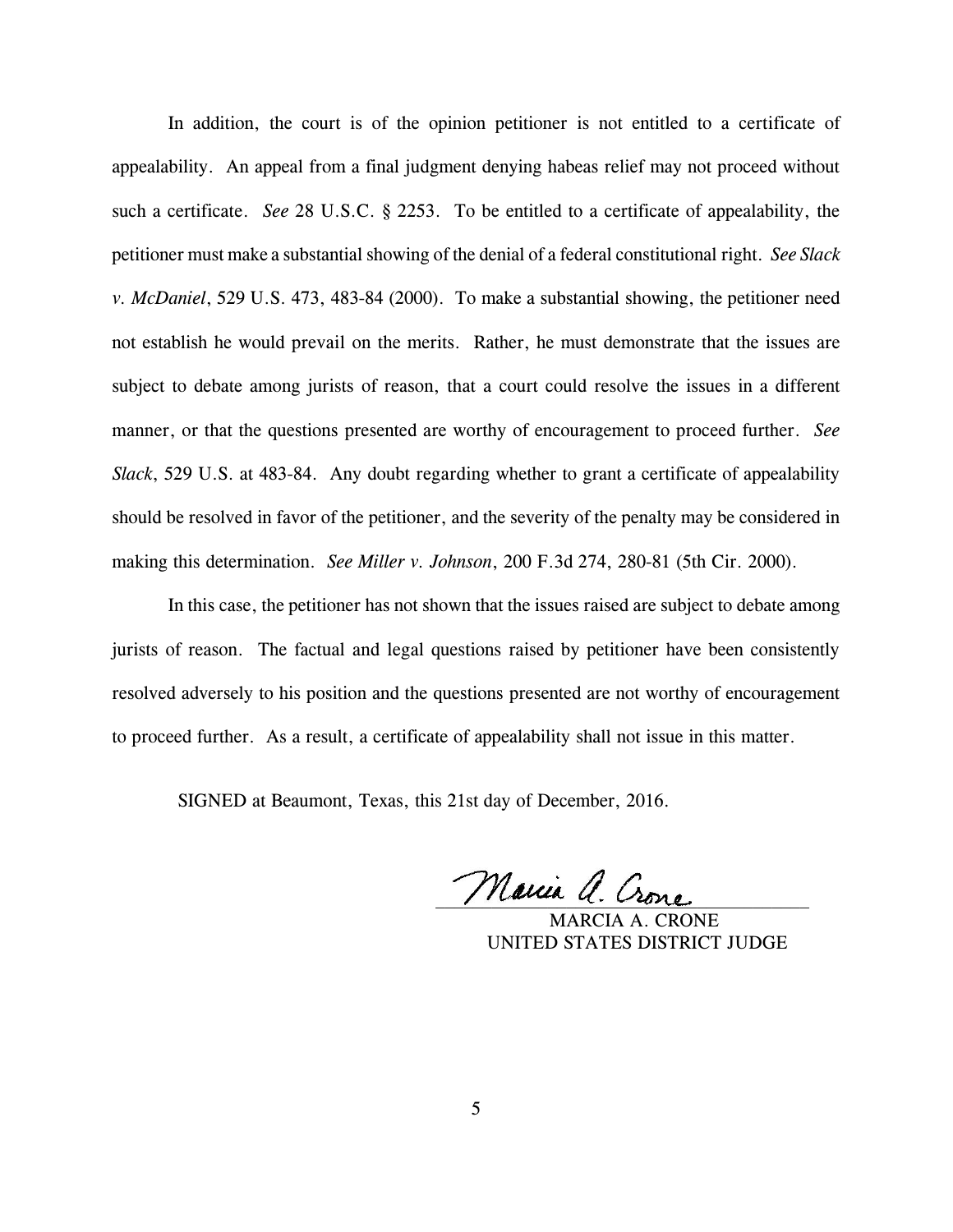In addition, the court is of the opinion petitioner is not entitled to a certificate of appealability. An appeal from a final judgment denying habeas relief may not proceed without such a certificate. *See* 28 U.S.C. § 2253. To be entitled to a certificate of appealability, the petitioner must make a substantial showing of the denial of a federal constitutional right. *See Slack v. McDaniel*, 529 U.S. 473, 483-84 (2000). To make a substantial showing, the petitioner need not establish he would prevail on the merits. Rather, he must demonstrate that the issues are subject to debate among jurists of reason, that a court could resolve the issues in a different manner, or that the questions presented are worthy of encouragement to proceed further. *See Slack*, 529 U.S. at 483-84. Any doubt regarding whether to grant a certificate of appealability should be resolved in favor of the petitioner, and the severity of the penalty may be considered in making this determination. *See Miller v. Johnson*, 200 F.3d 274, 280-81 (5th Cir. 2000).

In this case, the petitioner has not shown that the issues raised are subject to debate among jurists of reason. The factual and legal questions raised by petitioner have been consistently resolved adversely to his position and the questions presented are not worthy of encouragement to proceed further. As a result, a certificate of appealability shall not issue in this matter.

SIGNED at Beaumont, Texas, this 21st day of December, 2016.

Marcia A. Crone

MARCIA A. CRONE
UNITED STATES DISTRICT JUDGE